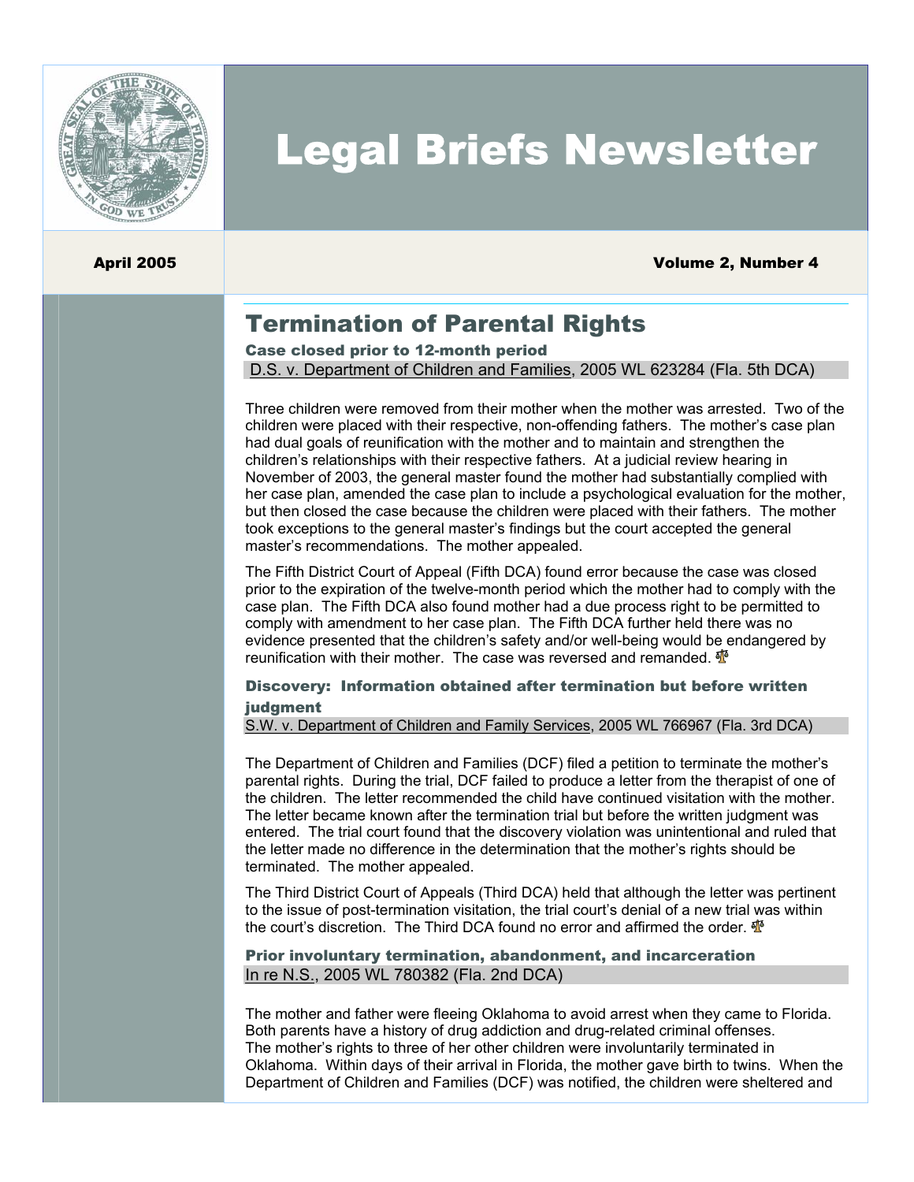# Legal Briefs Newsletter

**April 2005** **Volume 2, Number 4**

## Termination of Parental Rights

### Case closed prior to 12-month period

D.S. v. Department of Children and Families, 2005 WL 623284 (Fla. 5th DCA)

Three children were removed from their mother when the mother was arrested. Two of the children were placed with their respective, non-offending fathers. The mother's case plan had dual goals of reunification with the mother and to maintain and strengthen the children's relationships with their respective fathers. At a judicial review hearing in November of 2003, the general master found the mother had substantially complied with her case plan, amended the case plan to include a psychological evaluation for the mother, but then closed the case because the children were placed with their fathers. The mother took exceptions to the general master's findings but the court accepted the general master's recommendations. The mother appealed.

The Fifth District Court of Appeal (Fifth DCA) found error because the case was closed prior to the expiration of the twelve-month period which the mother had to comply with the case plan. The Fifth DCA also found mother had a due process right to be permitted to comply with amendment to her case plan. The Fifth DCA further held there was no evidence presented that the children's safety and/or well-being would be endangered by reunification with their mother. The case was reversed and remanded.

### Discovery: Information obtained after termination but before written judgment

S.W. v. Department of Children and Family Services, 2005 WL 766967 (Fla. 3rd DCA)

The Department of Children and Families (DCF) filed a petition to terminate the mother's parental rights. During the trial, DCF failed to produce a letter from the therapist of one of the children. The letter recommended the child have continued visitation with the mother. The letter became known after the termination trial but before the written judgment was entered. The trial court found that the discovery violation was unintentional and ruled that the letter made no difference in the determination that the mother's rights should be terminated. The mother appealed.

The Third District Court of Appeals (Third DCA) held that although the letter was pertinent to the issue of post-termination visitation, the trial court's denial of a new trial was within the court's discretion. The Third DCA found no error and affirmed the order.

### Prior involuntary termination, abandonment, and incarceration

In re N.S., 2005 WL 780382 (Fla. 2nd DCA)

The mother and father were fleeing Oklahoma to avoid arrest when they came to Florida. Both parents have a history of drug addiction and drug-related criminal offenses. The mother's rights to three of her other children were involuntarily terminated in Oklahoma. Within days of their arrival in Florida, the mother gave birth to twins. When the Department of Children and Families (DCF) was notified, the children were sheltered and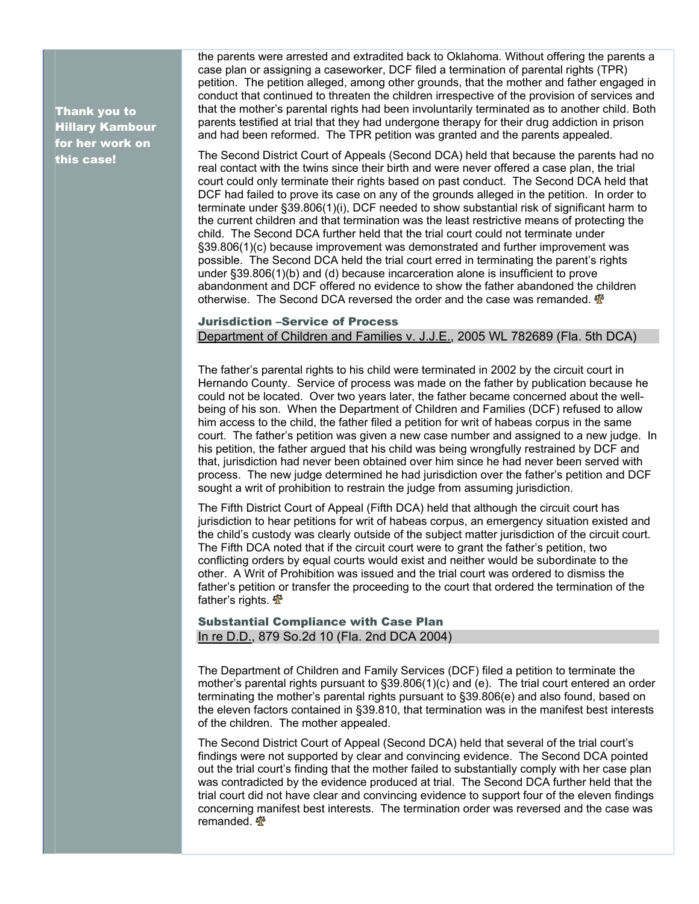**Thank you to Hillary Kambour for her work on this case!**

the parents were arrested and extradited back to Oklahoma. Without offering the parents a case plan or assigning a caseworker, DCF filed a termination of parental rights (TPR) petition. The petition alleged, among other grounds, that the mother and father engaged in conduct that continued to threaten the children irrespective of the provision of services and that the mother's parental rights had been involuntarily terminated as to another child. Both parents testified at trial that they had undergone therapy for their drug addiction in prison and had been reformed. The TPR petition was granted and the parents appealed.

The Second District Court of Appeals (Second DCA) held that because the parents had no real contact with the twins since their birth and were never offered a case plan, the trial court could only terminate their rights based on past conduct. The Second DCA held that DCF had failed to prove its case on any of the grounds alleged in the petition. In order to terminate under §39.806(1)(i), DCF needed to show substantial risk of significant harm to the current children and that termination was the least restrictive means of protecting the child. The Second DCA further held that the trial court could not terminate under §39.806(1)(c) because improvement was demonstrated and further improvement was possible. The Second DCA held the trial court erred in terminating the parent's rights under §39.806(1)(b) and (d) because incarceration alone is insufficient to prove abandonment and DCF offered no evidence to show the father abandoned the children otherwise. The Second DCA reversed the order and the case was remanded.

### Jurisdiction –Service of Process

Department of Children and Families v. J.J.E., 2005 WL 782689 (Fla. 5th DCA)

The father's parental rights to his child were terminated in 2002 by the circuit court in Hernando County. Service of process was made on the father by publication because he could not be located. Over two years later, the father became concerned about the well-being of his son. When the Department of Children and Families (DCF) refused to allow him access to the child, the father filed a petition for writ of habeas corpus in the same court. The father's petition was given a new case number and assigned to a new judge. In his petition, the father argued that his child was being wrongfully restrained by DCF and that, jurisdiction had never been obtained over him since he had never been served with process. The new judge determined he had jurisdiction over the father's petition and DCF sought a writ of prohibition to restrain the judge from assuming jurisdiction.

The Fifth District Court of Appeal (Fifth DCA) held that although the circuit court has jurisdiction to hear petitions for writ of habeas corpus, an emergency situation existed and the child's custody was clearly outside of the subject matter jurisdiction of the circuit court. The Fifth DCA noted that if the circuit court were to grant the father's petition, two conflicting orders by equal courts would exist and neither would be subordinate to the other. A Writ of Prohibition was issued and the trial court was ordered to dismiss the father's petition or transfer the proceeding to the court that ordered the termination of the father's rights.

### Substantial Compliance with Case Plan

In re D.D., 879 So.2d 10 (Fla. 2nd DCA 2004)

The Department of Children and Family Services (DCF) filed a petition to terminate the mother's parental rights pursuant to §39.806(1)(c) and (e). The trial court entered an order terminating the mother's parental rights pursuant to §39.806(e) and also found, based on the eleven factors contained in §39.810, that termination was in the manifest best interests of the children. The mother appealed.

The Second District Court of Appeal (Second DCA) held that several of the trial court's findings were not supported by clear and convincing evidence. The Second DCA pointed out the trial court's finding that the mother failed to substantially comply with her case plan was contradicted by the evidence produced at trial. The Second DCA further held that the trial court did not have clear and convincing evidence to support four of the eleven findings concerning manifest best interests. The termination order was reversed and the case was remanded.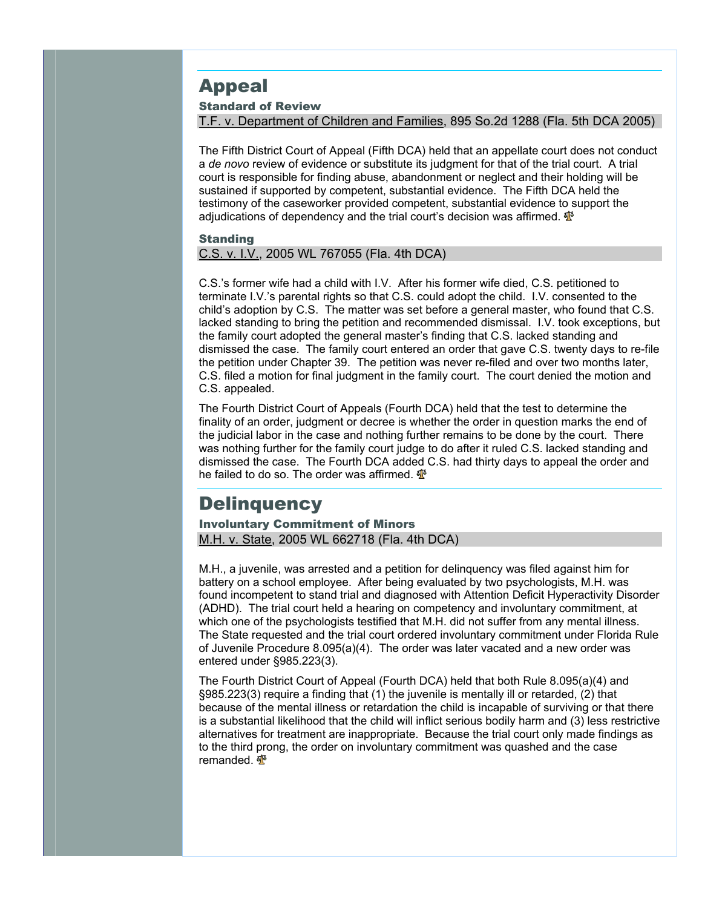# Appeal

### Standard of Review

T.F. v. Department of Children and Families, 895 So.2d 1288 (Fla. 5th DCA 2005)

The Fifth District Court of Appeal (Fifth DCA) held that an appellate court does not conduct a *de novo* review of evidence or substitute its judgment for that of the trial court. A trial court is responsible for finding abuse, abandonment or neglect and their holding will be sustained if supported by competent, substantial evidence. The Fifth DCA held the testimony of the caseworker provided competent, substantial evidence to support the adjudications of dependency and the trial court's decision was affirmed.

### Standing

C.S. v. I.V., 2005 WL 767055 (Fla. 4th DCA)

C.S.'s former wife had a child with I.V. After his former wife died, C.S. petitioned to terminate I.V.'s parental rights so that C.S. could adopt the child. I.V. consented to the child's adoption by C.S. The matter was set before a general master, who found that C.S. lacked standing to bring the petition and recommended dismissal. I.V. took exceptions, but the family court adopted the general master's finding that C.S. lacked standing and dismissed the case. The family court entered an order that gave C.S. twenty days to re-file the petition under Chapter 39. The petition was never re-filed and over two months later, C.S. filed a motion for final judgment in the family court. The court denied the motion and C.S. appealed.

The Fourth District Court of Appeals (Fourth DCA) held that the test to determine the finality of an order, judgment or decree is whether the order in question marks the end of the judicial labor in the case and nothing further remains to be done by the court. There was nothing further for the family court judge to do after it ruled C.S. lacked standing and dismissed the case. The Fourth DCA added C.S. had thirty days to appeal the order and he failed to do so. The order was affirmed.

# Delinquency

### Involuntary Commitment of Minors

M.H. v. State, 2005 WL 662718 (Fla. 4th DCA)

M.H., a juvenile, was arrested and a petition for delinquency was filed against him for battery on a school employee. After being evaluated by two psychologists, M.H. was found incompetent to stand trial and diagnosed with Attention Deficit Hyperactivity Disorder (ADHD). The trial court held a hearing on competency and involuntary commitment, at which one of the psychologists testified that M.H. did not suffer from any mental illness. The State requested and the trial court ordered involuntary commitment under Florida Rule of Juvenile Procedure 8.095(a)(4). The order was later vacated and a new order was entered under §985.223(3).

The Fourth District Court of Appeal (Fourth DCA) held that both Rule 8.095(a)(4) and §985.223(3) require a finding that (1) the juvenile is mentally ill or retarded, (2) that because of the mental illness or retardation the child is incapable of surviving or that there is a substantial likelihood that the child will inflict serious bodily harm and (3) less restrictive alternatives for treatment are inappropriate. Because the trial court only made findings as to the third prong, the order on involuntary commitment was quashed and the case remanded.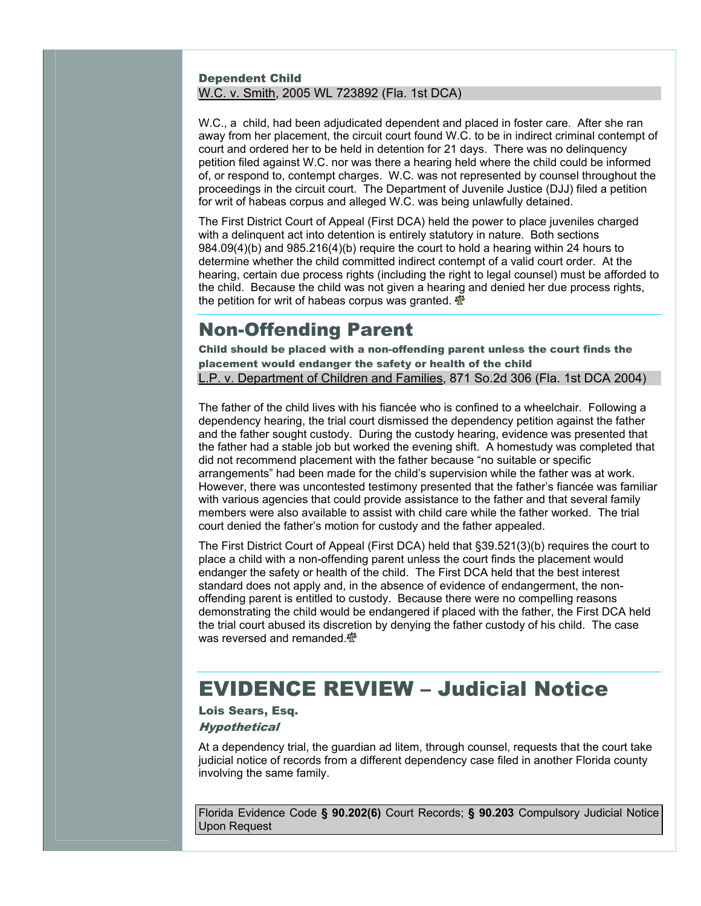### Dependent Child

W.C. v. Smith, 2005 WL 723892 (Fla. 1st DCA)

W.C., a child, had been adjudicated dependent and placed in foster care. After she ran away from her placement, the circuit court found W.C. to be in indirect criminal contempt of court and ordered her to be held in detention for 21 days. There was no delinquency petition filed against W.C. nor was there a hearing held where the child could be informed of, or respond to, contempt charges. W.C. was not represented by counsel throughout the proceedings in the circuit court. The Department of Juvenile Justice (DJJ) filed a petition for writ of habeas corpus and alleged W.C. was being unlawfully detained.

The First District Court of Appeal (First DCA) held the power to place juveniles charged with a delinquent act into detention is entirely statutory in nature. Both sections 984.09(4)(b) and 985.216(4)(b) require the court to hold a hearing within 24 hours to determine whether the child committed indirect contempt of a valid court order. At the hearing, certain due process rights (including the right to legal counsel) must be afforded to the child. Because the child was not given a hearing and denied her due process rights, the petition for writ of habeas corpus was granted.

## Non-Offending Parent

**Child should be placed with a non-offending parent unless the court finds the placement would endanger the safety or health of the child**

L.P. v. Department of Children and Families, 871 So.2d 306 (Fla. 1st DCA 2004)

The father of the child lives with his fiancée who is confined to a wheelchair. Following a dependency hearing, the trial court dismissed the dependency petition against the father and the father sought custody. During the custody hearing, evidence was presented that the father had a stable job but worked the evening shift. A homestudy was completed that did not recommend placement with the father because "no suitable or specific arrangements" had been made for the child's supervision while the father was at work. However, there was uncontested testimony presented that the father's fiancée was familiar with various agencies that could provide assistance to the father and that several family members were also available to assist with child care while the father worked. The trial court denied the father's motion for custody and the father appealed.

The First District Court of Appeal (First DCA) held that §39.521(3)(b) requires the court to place a child with a non-offending parent unless the court finds the placement would endanger the safety or health of the child. The First DCA held that the best interest standard does not apply and, in the absence of evidence of endangerment, the non-offending parent is entitled to custody. Because there were no compelling reasons demonstrating the child would be endangered if placed with the father, the First DCA held the trial court abused its discretion by denying the father custody of his child. The case was reversed and remanded.

# EVIDENCE REVIEW – Judicial Notice

**Lois Sears, Esq.**

***Hypothetical***

At a dependency trial, the guardian ad litem, through counsel, requests that the court take judicial notice of records from a different dependency case filed in another Florida county involving the same family.

Florida Evidence Code **§ 90.202(6)** Court Records; **§ 90.203** Compulsory Judicial Notice Upon Request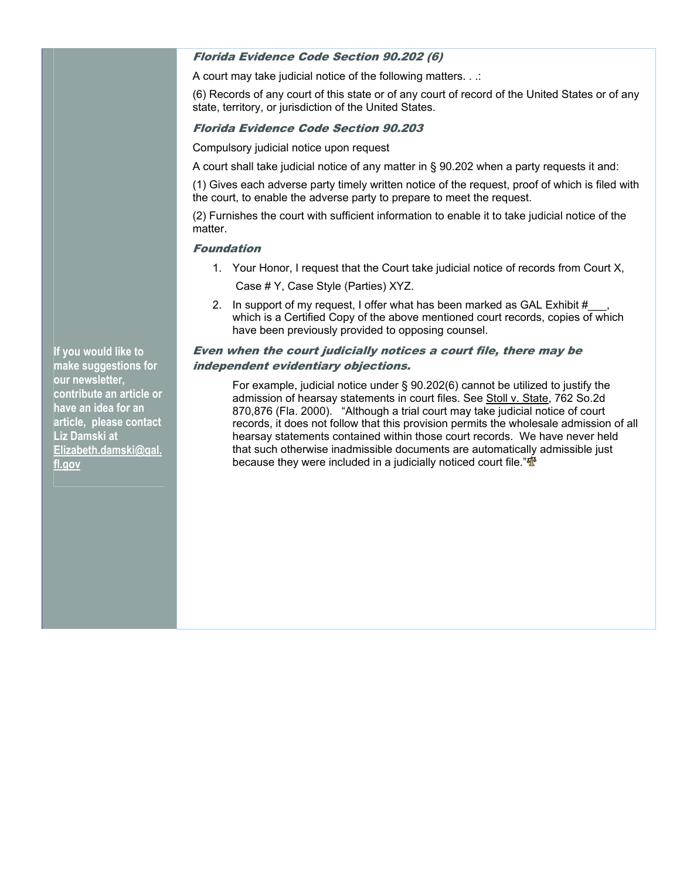### *Florida Evidence Code Section 90.202 (6)*

A court may take judicial notice of the following matters. . .:

(6) Records of any court of this state or of any court of record of the United States or of any state, territory, or jurisdiction of the United States.

### *Florida Evidence Code Section 90.203*

Compulsory judicial notice upon request

A court shall take judicial notice of any matter in § 90.202 when a party requests it and:

(1) Gives each adverse party timely written notice of the request, proof of which is filed with the court, to enable the adverse party to prepare to meet the request.

(2) Furnishes the court with sufficient information to enable it to take judicial notice of the matter.

### *Foundation*

1. Your Honor, I request that the Court take judicial notice of records from Court X, Case # Y, Case Style (Parties) XYZ.
2. In support of my request, I offer what has been marked as GAL Exhibit #___, which is a Certified Copy of the above mentioned court records, copies of which have been previously provided to opposing counsel.

### *Even when the court judicially notices a court file, there may be independent evidentiary objections.*

For example, judicial notice under § 90.202(6) cannot be utilized to justify the admission of hearsay statements in court files. See Stoll v. State, 762 So.2d 870,876 (Fla. 2000). "Although a trial court may take judicial notice of court records, it does not follow that this provision permits the wholesale admission of all hearsay statements contained within those court records. We have never held that such otherwise inadmissible documents are automatically admissible just because they were included in a judicially noticed court file."

**If you would like to make suggestions for our newsletter, contribute an article or have an idea for an article, please contact Liz Damski at Elizabeth.damski@gal.fl.gov**